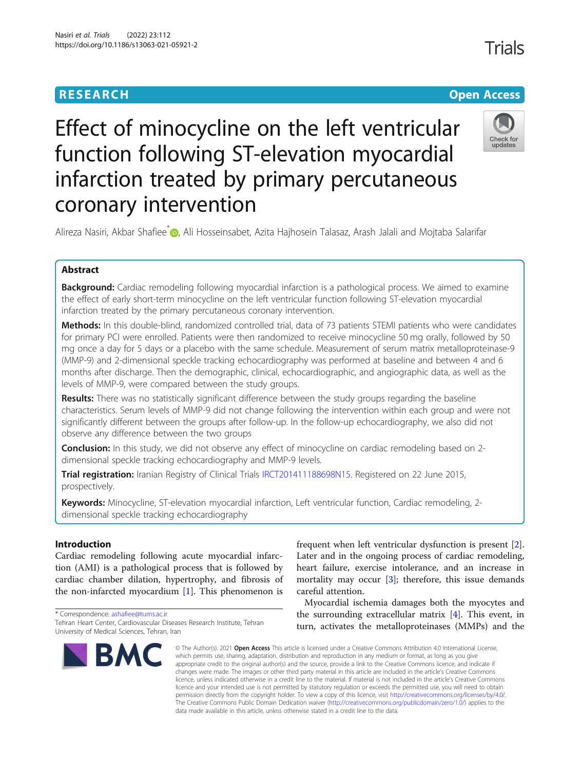# Effect of minocycline on the left ventricular function following ST-elevation myocardial infarction treated by primary percutaneous coronary intervention

Alireza Nasiri, Akbar Shafiee*, Ali Hosseinsabet, Azita Hajhosein Talasaz, Arash Jalali and Mojtaba Salarifar

## Abstract

**Background:** Cardiac remodeling following myocardial infarction is a pathological process. We aimed to examine the effect of early short-term minocycline on the left ventricular function following ST-elevation myocardial infarction treated by the primary percutaneous coronary intervention.

**Methods:** In this double-blind, randomized controlled trial, data of 73 patients STEMI patients who were candidates for primary PCI were enrolled. Patients were then randomized to receive minocycline 50 mg orally, followed by 50 mg once a day for 5 days or a placebo with the same schedule. Measurement of serum matrix metalloproteinase-9 (MMP-9) and 2-dimensional speckle tracking echocardiography was performed at baseline and between 4 and 6 months after discharge. Then the demographic, clinical, echocardiographic, and angiographic data, as well as the levels of MMP-9, were compared between the study groups.

**Results:** There was no statistically significant difference between the study groups regarding the baseline characteristics. Serum levels of MMP-9 did not change following the intervention within each group and were not significantly different between the groups after follow-up. In the follow-up echocardiography, we also did not observe any difference between the two groups

**Conclusion:** In this study, we did not observe any effect of minocycline on cardiac remodeling based on 2-dimensional speckle tracking echocardiography and MMP-9 levels.

**Trial registration:** Iranian Registry of Clinical Trials IRCT201411188698N15. Registered on 22 June 2015, prospectively.

**Keywords:** Minocycline, ST-elevation myocardial infarction, Left ventricular function, Cardiac remodeling, 2-dimensional speckle tracking echocardiography

## Introduction

Cardiac remodeling following acute myocardial infarction (AMI) is a pathological process that is followed by cardiac chamber dilation, hypertrophy, and fibrosis of the non-infarcted myocardium [1]. This phenomenon is frequent when left ventricular dysfunction is present [2]. Later and in the ongoing process of cardiac remodeling, heart failure, exercise intolerance, and an increase in mortality may occur [3]; therefore, this issue demands careful attention.

Myocardial ischemia damages both the myocytes and the surrounding extracellular matrix [4]. This event, in turn, activates the metalloproteinases (MMPs) and the

* Correspondence: ashafiee@tums.ac.ir
Tehran Heart Center, Cardiovascular Diseases Research Institute, Tehran University of Medical Sciences, Tehran, Iran

© The Author(s). 2021 **Open Access** This article is licensed under a Creative Commons Attribution 4.0 International License, which permits use, sharing, adaptation, distribution and reproduction in any medium or format, as long as you give appropriate credit to the original author(s) and the source, provide a link to the Creative Commons licence, and indicate if changes were made. The images or other third party material in this article are included in the article's Creative Commons licence, unless indicated otherwise in a credit line to the material. If material is not included in the article's Creative Commons licence and your intended use is not permitted by statutory regulation or exceeds the permitted use, you will need to obtain permission directly from the copyright holder. To view a copy of this licence, visit http://creativecommons.org/licenses/by/4.0/. The Creative Commons Public Domain Dedication waiver (http://creativecommons.org/publicdomain/zero/1.0/) applies to the data made available in this article, unless otherwise stated in a credit line to the data.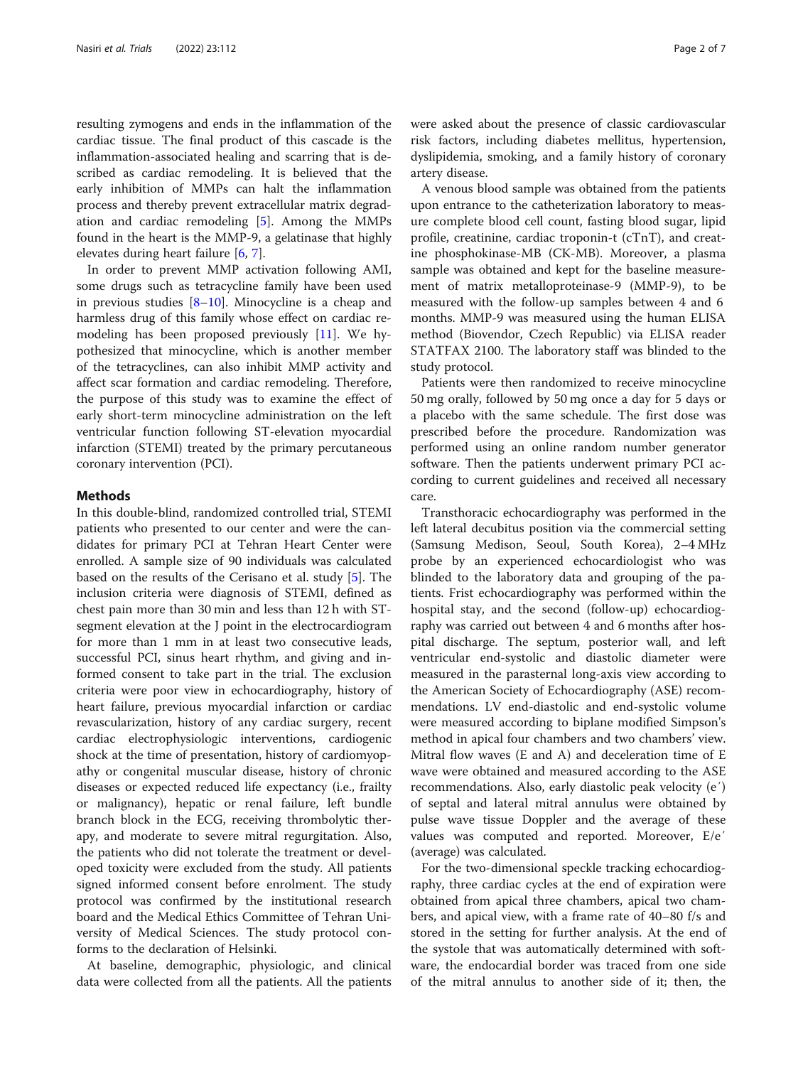resulting zymogens and ends in the inflammation of the cardiac tissue. The final product of this cascade is the inflammation-associated healing and scarring that is described as cardiac remodeling. It is believed that the early inhibition of MMPs can halt the inflammation process and thereby prevent extracellular matrix degradation and cardiac remodeling [5]. Among the MMPs found in the heart is the MMP-9, a gelatinase that highly elevates during heart failure [6, 7].

In order to prevent MMP activation following AMI, some drugs such as tetracycline family have been used in previous studies [8–10]. Minocycline is a cheap and harmless drug of this family whose effect on cardiac remodeling has been proposed previously [11]. We hypothesized that minocycline, which is another member of the tetracyclines, can also inhibit MMP activity and affect scar formation and cardiac remodeling. Therefore, the purpose of this study was to examine the effect of early short-term minocycline administration on the left ventricular function following ST-elevation myocardial infarction (STEMI) treated by the primary percutaneous coronary intervention (PCI).

## Methods

In this double-blind, randomized controlled trial, STEMI patients who presented to our center and were the candidates for primary PCI at Tehran Heart Center were enrolled. A sample size of 90 individuals was calculated based on the results of the Cerisano et al. study [5]. The inclusion criteria were diagnosis of STEMI, defined as chest pain more than 30 min and less than 12 h with ST-segment elevation at the J point in the electrocardiogram for more than 1 mm in at least two consecutive leads, successful PCI, sinus heart rhythm, and giving and informed consent to take part in the trial. The exclusion criteria were poor view in echocardiography, history of heart failure, previous myocardial infarction or cardiac revascularization, history of any cardiac surgery, recent cardiac electrophysiologic interventions, cardiogenic shock at the time of presentation, history of cardiomyopathy or congenital muscular disease, history of chronic diseases or expected reduced life expectancy (i.e., frailty or malignancy), hepatic or renal failure, left bundle branch block in the ECG, receiving thrombolytic therapy, and moderate to severe mitral regurgitation. Also, the patients who did not tolerate the treatment or developed toxicity were excluded from the study. All patients signed informed consent before enrolment. The study protocol was confirmed by the institutional research board and the Medical Ethics Committee of Tehran University of Medical Sciences. The study protocol conforms to the declaration of Helsinki.

At baseline, demographic, physiologic, and clinical data were collected from all the patients. All the patients were asked about the presence of classic cardiovascular risk factors, including diabetes mellitus, hypertension, dyslipidemia, smoking, and a family history of coronary artery disease.

A venous blood sample was obtained from the patients upon entrance to the catheterization laboratory to measure complete blood cell count, fasting blood sugar, lipid profile, creatinine, cardiac troponin-t (cTnT), and creatine phosphokinase-MB (CK-MB). Moreover, a plasma sample was obtained and kept for the baseline measurement of matrix metalloproteinase-9 (MMP-9), to be measured with the follow-up samples between 4 and 6 months. MMP-9 was measured using the human ELISA method (Biovendor, Czech Republic) via ELISA reader STATFAX 2100. The laboratory staff was blinded to the study protocol.

Patients were then randomized to receive minocycline 50 mg orally, followed by 50 mg once a day for 5 days or a placebo with the same schedule. The first dose was prescribed before the procedure. Randomization was performed using an online random number generator software. Then the patients underwent primary PCI according to current guidelines and received all necessary care.

Transthoracic echocardiography was performed in the left lateral decubitus position via the commercial setting (Samsung Medison, Seoul, South Korea), 2–4 MHz probe by an experienced echocardiologist who was blinded to the laboratory data and grouping of the patients. Frist echocardiography was performed within the hospital stay, and the second (follow-up) echocardiography was carried out between 4 and 6 months after hospital discharge. The septum, posterior wall, and left ventricular end-systolic and diastolic diameter were measured in the parasternal long-axis view according to the American Society of Echocardiography (ASE) recommendations. LV end-diastolic and end-systolic volume were measured according to biplane modified Simpson's method in apical four chambers and two chambers' view. Mitral flow waves (E and A) and deceleration time of E wave were obtained and measured according to the ASE recommendations. Also, early diastolic peak velocity (e′) of septal and lateral mitral annulus were obtained by pulse wave tissue Doppler and the average of these values was computed and reported. Moreover, E/e′ (average) was calculated.

For the two-dimensional speckle tracking echocardiography, three cardiac cycles at the end of expiration were obtained from apical three chambers, apical two chambers, and apical view, with a frame rate of 40–80 f/s and stored in the setting for further analysis. At the end of the systole that was automatically determined with software, the endocardial border was traced from one side of the mitral annulus to another side of it; then, the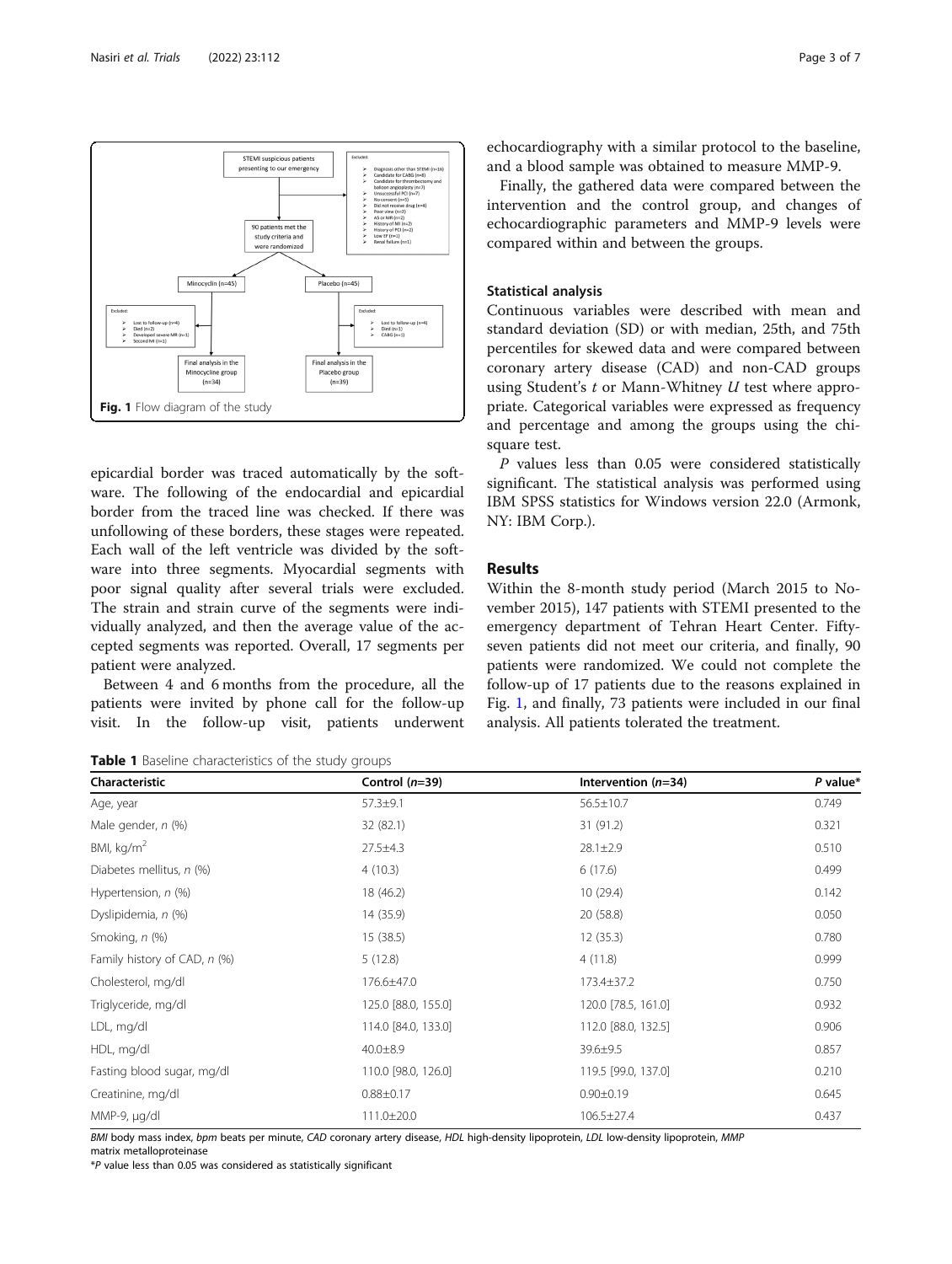Fig. 1 Flow diagram of the study

epicardial border was traced automatically by the software. The following of the endocardial and epicardial border from the traced line was checked. If there was unfollowing of these borders, these stages were repeated. Each wall of the left ventricle was divided by the software into three segments. Myocardial segments with poor signal quality after several trials were excluded. The strain and strain curve of the segments were individually analyzed, and then the average value of the accepted segments was reported. Overall, 17 segments per patient were analyzed.

Between 4 and 6 months from the procedure, all the patients were invited by phone call for the follow-up visit. In the follow-up visit, patients underwent echocardiography with a similar protocol to the baseline, and a blood sample was obtained to measure MMP-9.

Finally, the gathered data were compared between the intervention and the control group, and changes of echocardiographic parameters and MMP-9 levels were compared within and between the groups.

### Statistical analysis

Continuous variables were described with mean and standard deviation (SD) or with median, 25th, and 75th percentiles for skewed data and were compared between coronary artery disease (CAD) and non-CAD groups using Student's *t* or Mann-Whitney *U* test where appropriate. Categorical variables were expressed as frequency and percentage and among the groups using the chi-square test.

*P* values less than 0.05 were considered statistically significant. The statistical analysis was performed using IBM SPSS statistics for Windows version 22.0 (Armonk, NY: IBM Corp.).

## Results

Within the 8-month study period (March 2015 to November 2015), 147 patients with STEMI presented to the emergency department of Tehran Heart Center. Fifty-seven patients did not meet our criteria, and finally, 90 patients were randomized. We could not complete the follow-up of 17 patients due to the reasons explained in Fig. 1, and finally, 73 patients were included in our final analysis. All patients tolerated the treatment.

**Table 1** Baseline characteristics of the study groups

| Characteristic | Control (n=39) | Intervention (n=34) | P value* |
|---|---|---|---|
| Age, year | 57.3±9.1 | 56.5±10.7 | 0.749 |
| Male gender, n (%) | 32 (82.1) | 31 (91.2) | 0.321 |
| BMI, kg/m$^2$ | 27.5±4.3 | 28.1±2.9 | 0.510 |
| Diabetes mellitus, n (%) | 4 (10.3) | 6 (17.6) | 0.499 |
| Hypertension, n (%) | 18 (46.2) | 10 (29.4) | 0.142 |
| Dyslipidemia, n (%) | 14 (35.9) | 20 (58.8) | 0.050 |
| Smoking, n (%) | 15 (38.5) | 12 (35.3) | 0.780 |
| Family history of CAD, n (%) | 5 (12.8) | 4 (11.8) | 0.999 |
| Cholesterol, mg/dl | 176.6±47.0 | 173.4±37.2 | 0.750 |
| Triglyceride, mg/dl | 125.0 [88.0, 155.0] | 120.0 [78.5, 161.0] | 0.932 |
| LDL, mg/dl | 114.0 [84.0, 133.0] | 112.0 [88.0, 132.5] | 0.906 |
| HDL, mg/dl | 40.0±8.9 | 39.6±9.5 | 0.857 |
| Fasting blood sugar, mg/dl | 110.0 [98.0, 126.0] | 119.5 [99.0, 137.0] | 0.210 |
| Creatinine, mg/dl | 0.88±0.17 | 0.90±0.19 | 0.645 |
| MMP-9, μg/dl | 111.0±20.0 | 106.5±27.4 | 0.437 |

*BMI* body mass index, *bpm* beats per minute, *CAD* coronary artery disease, *HDL* high-density lipoprotein, *LDL* low-density lipoprotein, *MMP* matrix metalloproteinase

\**P* value less than 0.05 was considered as statistically significant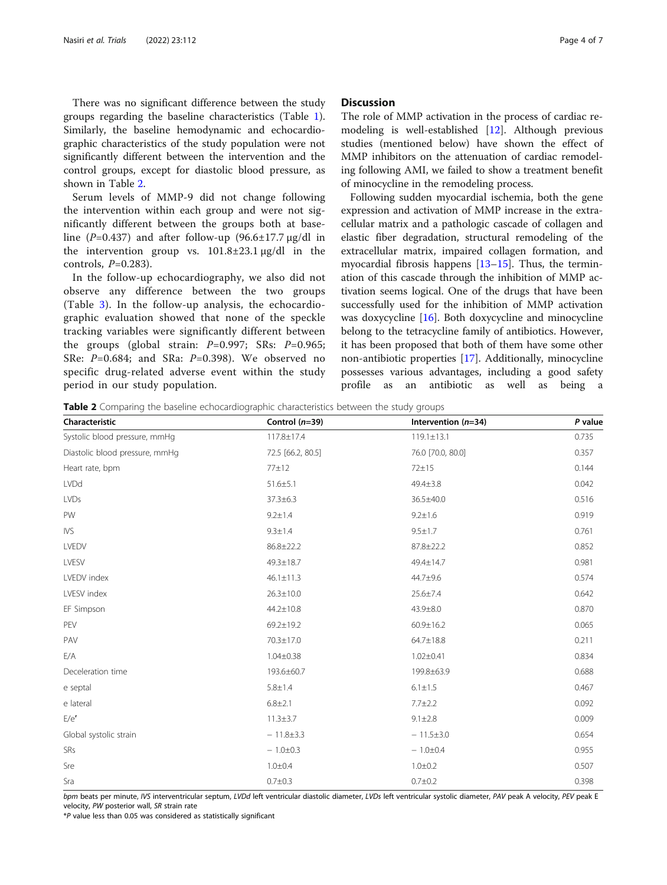There was no significant difference between the study groups regarding the baseline characteristics (Table 1). Similarly, the baseline hemodynamic and echocardiographic characteristics of the study population were not significantly different between the intervention and the control groups, except for diastolic blood pressure, as shown in Table 2.

Serum levels of MMP-9 did not change following the intervention within each group and were not significantly different between the groups both at baseline ($P$=0.437) and after follow-up (96.6±17.7 μg/dl in the intervention group vs. 101.8±23.1 μg/dl in the controls, $P$=0.283).

In the follow-up echocardiography, we also did not observe any difference between the two groups (Table 3). In the follow-up analysis, the echocardiographic evaluation showed that none of the speckle tracking variables were significantly different between the groups (global strain: $P$=0.997; SRs: $P$=0.965; SRe: $P$=0.684; and SRa: $P$=0.398). We observed no specific drug-related adverse event within the study period in our study population.

## Discussion

The role of MMP activation in the process of cardiac remodeling is well-established [12]. Although previous studies (mentioned below) have shown the effect of MMP inhibitors on the attenuation of cardiac remodeling following AMI, we failed to show a treatment benefit of minocycline in the remodeling process.

Following sudden myocardial ischemia, both the gene expression and activation of MMP increase in the extracellular matrix and a pathologic cascade of collagen and elastic fiber degradation, structural remodeling of the extracellular matrix, impaired collagen formation, and myocardial fibrosis happens [13–15]. Thus, the termination of this cascade through the inhibition of MMP activation seems logical. One of the drugs that have been successfully used for the inhibition of MMP activation was doxycycline [16]. Both doxycycline and minocycline belong to the tetracycline family of antibiotics. However, it has been proposed that both of them have some other non-antibiotic properties [17]. Additionally, minocycline possesses various advantages, including a good safety profile as an antibiotic as well as being a

**Table 2** Comparing the baseline echocardiographic characteristics between the study groups

| Characteristic | Control ($n$=39) | Intervention ($n$=34) | $P$ value |
|---|---|---|---|
| Systolic blood pressure, mmHg | 117.8±17.4 | 119.1±13.1 | 0.735 |
| Diastolic blood pressure, mmHg | 72.5 [66.2, 80.5] | 76.0 [70.0, 80.0] | 0.357 |
| Heart rate, bpm | 77±12 | 72±15 | 0.144 |
| LVDd | 51.6±5.1 | 49.4±3.8 | 0.042 |
| LVDs | 37.3±6.3 | 36.5±40.0 | 0.516 |
| PW | 9.2±1.4 | 9.2±1.6 | 0.919 |
| IVS | 9.3±1.4 | 9.5±1.7 | 0.761 |
| LVEDV | 86.8±22.2 | 87.8±22.2 | 0.852 |
| LVESV | 49.3±18.7 | 49.4±14.7 | 0.981 |
| LVEDV index | 46.1±11.3 | 44.7±9.6 | 0.574 |
| LVESV index | 26.3±10.0 | 25.6±7.4 | 0.642 |
| EF Simpson | 44.2±10.8 | 43.9±8.0 | 0.870 |
| PEV | 69.2±19.2 | 60.9±16.2 | 0.065 |
| PAV | 70.3±17.0 | 64.7±18.8 | 0.211 |
| E/A | 1.04±0.38 | 1.02±0.41 | 0.834 |
| Deceleration time | 193.6±60.7 | 199.8±63.9 | 0.688 |
| e septal | 5.8±1.4 | 6.1±1.5 | 0.467 |
| e lateral | 6.8±2.1 | 7.7±2.2 | 0.092 |
| E/e′ | 11.3±3.7 | 9.1±2.8 | 0.009 |
| Global systolic strain | − 11.8±3.3 | − 11.5±3.0 | 0.654 |
| SRs | − 1.0±0.3 | − 1.0±0.4 | 0.955 |
| Sre | 1.0±0.4 | 1.0±0.2 | 0.507 |
| Sra | 0.7±0.3 | 0.7±0.2 | 0.398 |

*bpm* beats per minute, *IVS* interventricular septum, *LVDd* left ventricular diastolic diameter, *LVDs* left ventricular systolic diameter, *PAV* peak A velocity, *PEV* peak E velocity, *PW* posterior wall, *SR* strain rate

*$P$ value less than 0.05 was considered as statistically significant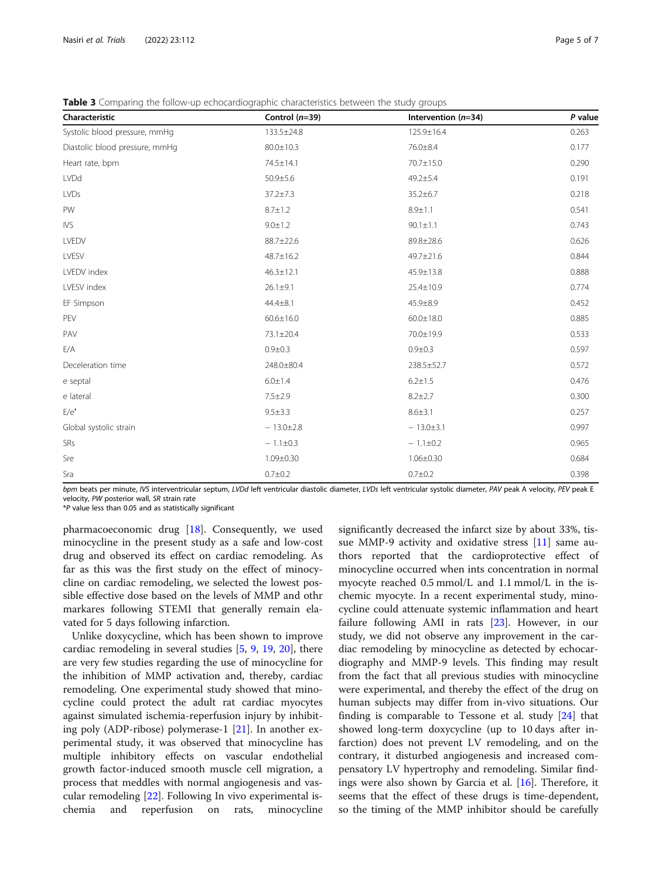**Table 3** Comparing the follow-up echocardiographic characteristics between the study groups

| Characteristic | Control (*n*=39) | Intervention (*n*=34) | *P* value |
|---|---|---|---|
| Systolic blood pressure, mmHg | 133.5±24.8 | 125.9±16.4 | 0.263 |
| Diastolic blood pressure, mmHg | 80.0±10.3 | 76.0±8.4 | 0.177 |
| Heart rate, bpm | 74.5±14.1 | 70.7±15.0 | 0.290 |
| LVDd | 50.9±5.6 | 49.2±5.4 | 0.191 |
| LVDs | 37.2±7.3 | 35.2±6.7 | 0.218 |
| PW | 8.7±1.2 | 8.9±1.1 | 0.541 |
| IVS | 9.0±1.2 | 90.1±1.1 | 0.743 |
| LVEDV | 88.7±22.6 | 89.8±28.6 | 0.626 |
| LVESV | 48.7±16.2 | 49.7±21.6 | 0.844 |
| LVEDV index | 46.3±12.1 | 45.9±13.8 | 0.888 |
| LVESV index | 26.1±9.1 | 25.4±10.9 | 0.774 |
| EF Simpson | 44.4±8.1 | 45.9±8.9 | 0.452 |
| PEV | 60.6±16.0 | 60.0±18.0 | 0.885 |
| PAV | 73.1±20.4 | 70.0±19.9 | 0.533 |
| E/A | 0.9±0.3 | 0.9±0.3 | 0.597 |
| Deceleration time | 248.0±80.4 | 238.5±52.7 | 0.572 |
| e septal | 6.0±1.4 | 6.2±1.5 | 0.476 |
| e lateral | 7.5±2.9 | 8.2±2.7 | 0.300 |
| E/e′ | 9.5±3.3 | 8.6±3.1 | 0.257 |
| Global systolic strain | − 13.0±2.8 | − 13.0±3.1 | 0.997 |
| SRs | − 1.1±0.3 | − 1.1±0.2 | 0.965 |
| Sre | 1.09±0.30 | 1.06±0.30 | 0.684 |
| Sra | 0.7±0.2 | 0.7±0.2 | 0.398 |

*bpm* beats per minute, *IVS* interventricular septum, *LVDd* left ventricular diastolic diameter, *LVDs* left ventricular systolic diameter, *PAV* peak A velocity, *PEV* peak E velocity, *PW* posterior wall, *SR* strain rate
\**P* value less than 0.05 and as statistically significant

pharmacoeconomic drug [18]. Consequently, we used minocycline in the present study as a safe and low-cost drug and observed its effect on cardiac remodeling. As far as this was the first study on the effect of minocycline on cardiac remodeling, we selected the lowest possible effective dose based on the levels of MMP and othr markares following STEMI that generally remain elavated for 5 days following infarction.

Unlike doxycycline, which has been shown to improve cardiac remodeling in several studies [5, 9, 19, 20], there are very few studies regarding the use of minocycline for the inhibition of MMP activation and, thereby, cardiac remodeling. One experimental study showed that minocycline could protect the adult rat cardiac myocytes against simulated ischemia-reperfusion injury by inhibiting poly (ADP-ribose) polymerase-1 [21]. In another experimental study, it was observed that minocycline has multiple inhibitory effects on vascular endothelial growth factor-induced smooth muscle cell migration, a process that meddles with normal angiogenesis and vascular remodeling [22]. Following In vivo experimental ischemia and reperfusion on rats, minocycline significantly decreased the infarct size by about 33%, tissue MMP-9 activity and oxidative stress [11] same authors reported that the cardioprotective effect of minocycline occurred when ints concentration in normal myocyte reached 0.5 mmol/L and 1.1 mmol/L in the ischemic myocyte. In a recent experimental study, minocycline could attenuate systemic inflammation and heart failure following AMI in rats [23]. However, in our study, we did not observe any improvement in the cardiac remodeling by minocycline as detected by echocardiography and MMP-9 levels. This finding may result from the fact that all previous studies with minocycline were experimental, and thereby the effect of the drug on human subjects may differ from in-vivo situations. Our finding is comparable to Tessone et al. study [24] that showed long-term doxycycline (up to 10 days after infarction) does not prevent LV remodeling, and on the contrary, it disturbed angiogenesis and increased compensatory LV hypertrophy and remodeling. Similar findings were also shown by Garcia et al. [16]. Therefore, it seems that the effect of these drugs is time-dependent, so the timing of the MMP inhibitor should be carefully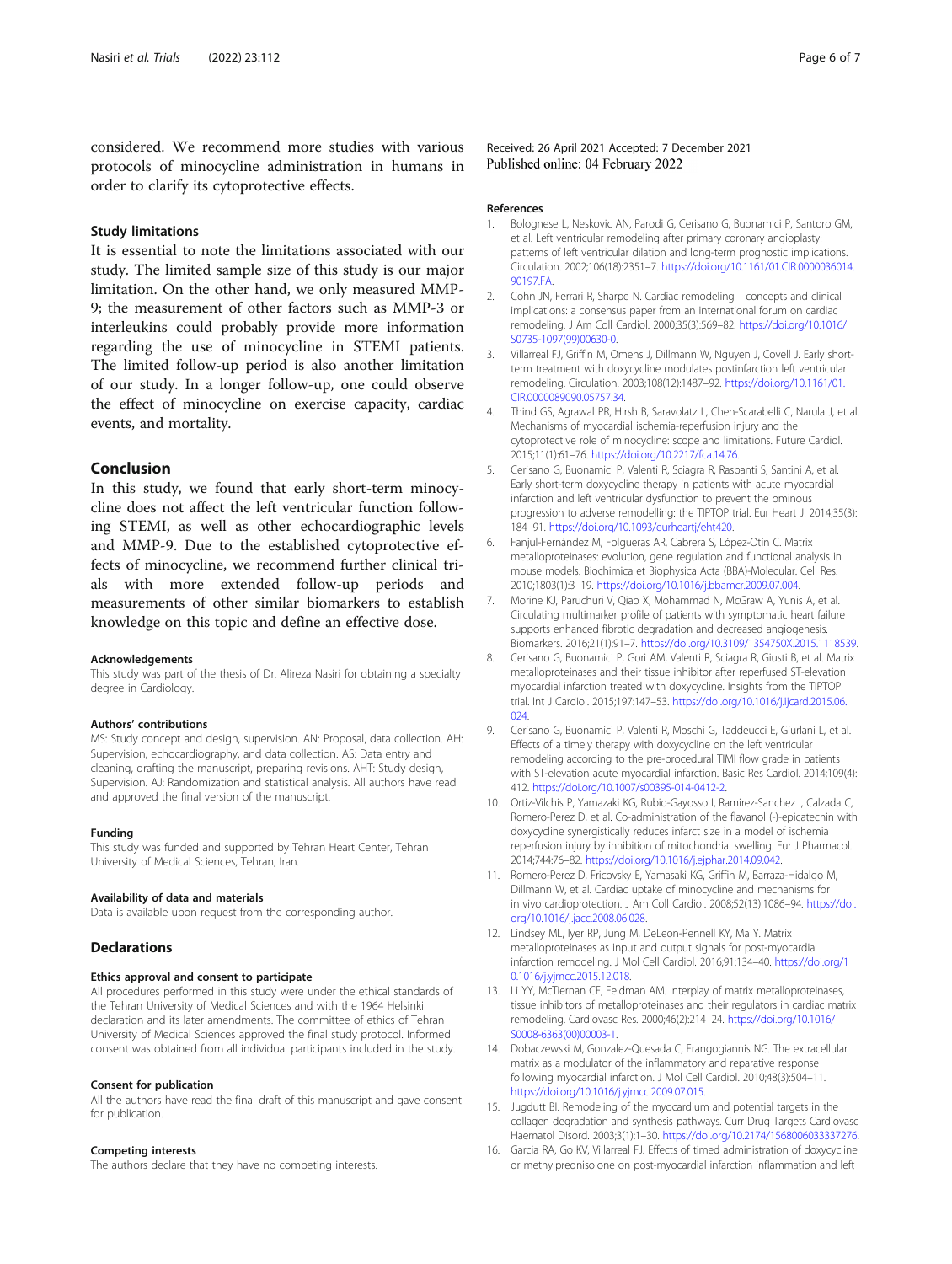considered. We recommend more studies with various protocols of minocycline administration in humans in order to clarify its cytoprotective effects.

### Study limitations

It is essential to note the limitations associated with our study. The limited sample size of this study is our major limitation. On the other hand, we only measured MMP-9; the measurement of other factors such as MMP-3 or interleukins could probably provide more information regarding the use of minocycline in STEMI patients. The limited follow-up period is also another limitation of our study. In a longer follow-up, one could observe the effect of minocycline on exercise capacity, cardiac events, and mortality.

## Conclusion

In this study, we found that early short-term minocycline does not affect the left ventricular function following STEMI, as well as other echocardiographic levels and MMP-9. Due to the established cytoprotective effects of minocycline, we recommend further clinical trials with more extended follow-up periods and measurements of other similar biomarkers to establish knowledge on this topic and define an effective dose.

#### Acknowledgements

This study was part of the thesis of Dr. Alireza Nasiri for obtaining a specialty degree in Cardiology.

#### Authors' contributions

MS: Study concept and design, supervision. AN: Proposal, data collection. AH: Supervision, echocardiography, and data collection. AS: Data entry and cleaning, drafting the manuscript, preparing revisions. AHT: Study design, Supervision. AJ: Randomization and statistical analysis. All authors have read and approved the final version of the manuscript.

#### Funding

This study was funded and supported by Tehran Heart Center, Tehran University of Medical Sciences, Tehran, Iran.

#### Availability of data and materials

Data is available upon request from the corresponding author.

### Declarations

#### Ethics approval and consent to participate

All procedures performed in this study were under the ethical standards of the Tehran University of Medical Sciences and with the 1964 Helsinki declaration and its later amendments. The committee of ethics of Tehran University of Medical Sciences approved the final study protocol. Informed consent was obtained from all individual participants included in the study.

#### Consent for publication

All the authors have read the final draft of this manuscript and gave consent for publication.

#### Competing interests

The authors declare that they have no competing interests.

Received: 26 April 2021 Accepted: 7 December 2021
Published online: 04 February 2022

#### References

1. Bolognese L, Neskovic AN, Parodi G, Cerisano G, Buonamici P, Santoro GM, et al. Left ventricular remodeling after primary coronary angioplasty: patterns of left ventricular dilation and long-term prognostic implications. Circulation. 2002;106(18):2351–7. https://doi.org/10.1161/01.CIR.0000036014.90197.FA.
2. Cohn JN, Ferrari R, Sharpe N. Cardiac remodeling—concepts and clinical implications: a consensus paper from an international forum on cardiac remodeling. J Am Coll Cardiol. 2000;35(3):569–82. https://doi.org/10.1016/S0735-1097(99)00630-0.
3. Villarreal FJ, Griffin M, Omens J, Dillmann W, Nguyen J, Covell J. Early short-term treatment with doxycycline modulates postinfarction left ventricular remodeling. Circulation. 2003;108(12):1487–92. https://doi.org/10.1161/01.CIR.0000089090.05757.34.
4. Thind GS, Agrawal PR, Hirsh B, Saravolatz L, Chen-Scarabelli C, Narula J, et al. Mechanisms of myocardial ischemia-reperfusion injury and the cytoprotective role of minocycline: scope and limitations. Future Cardiol. 2015;11(1):61–76. https://doi.org/10.2217/fca.14.76.
5. Cerisano G, Buonamici P, Valenti R, Sciagra R, Raspanti S, Santini A, et al. Early short-term doxycycline therapy in patients with acute myocardial infarction and left ventricular dysfunction to prevent the ominous progression to adverse remodelling: the TIPTOP trial. Eur Heart J. 2014;35(3):184–91. https://doi.org/10.1093/eurheartj/eht420.
6. Fanjul-Fernández M, Folgueras AR, Cabrera S, López-Otín C. Matrix metalloproteinases: evolution, gene regulation and functional analysis in mouse models. Biochimica et Biophysica Acta (BBA)-Molecular. Cell Res. 2010;1803(1):3–19. https://doi.org/10.1016/j.bbamcr.2009.07.004.
7. Morine KJ, Paruchuri V, Qiao X, Mohammad N, McGraw A, Yunis A, et al. Circulating multimarker profile of patients with symptomatic heart failure supports enhanced fibrotic degradation and decreased angiogenesis. Biomarkers. 2016;21(1):91–7. https://doi.org/10.3109/1354750X.2015.1118539.
8. Cerisano G, Buonamici P, Gori AM, Valenti R, Sciagra R, Giusti B, et al. Matrix metalloproteinases and their tissue inhibitor after reperfused ST-elevation myocardial infarction treated with doxycycline. Insights from the TIPTOP trial. Int J Cardiol. 2015;197:147–53. https://doi.org/10.1016/j.ijcard.2015.06.024.
9. Cerisano G, Buonamici P, Valenti R, Moschi G, Taddeucci E, Giurlani L, et al. Effects of a timely therapy with doxycycline on the left ventricular remodeling according to the pre-procedural TIMI flow grade in patients with ST-elevation acute myocardial infarction. Basic Res Cardiol. 2014;109(4):412. https://doi.org/10.1007/s00395-014-0412-2.
10. Ortiz-Vilchis P, Yamazaki KG, Rubio-Gayosso I, Ramirez-Sanchez I, Calzada C, Romero-Perez D, et al. Co-administration of the flavanol (-)-epicatechin with doxycycline synergistically reduces infarct size in a model of ischemia reperfusion injury by inhibition of mitochondrial swelling. Eur J Pharmacol. 2014;744:76–82. https://doi.org/10.1016/j.ejphar.2014.09.042.
11. Romero-Perez D, Fricovsky E, Yamasaki KG, Griffin M, Barraza-Hidalgo M, Dillmann W, et al. Cardiac uptake of minocycline and mechanisms for in vivo cardioprotection. J Am Coll Cardiol. 2008;52(13):1086–94. https://doi.org/10.1016/j.jacc.2008.06.028.
12. Lindsey ML, Iyer RP, Jung M, DeLeon-Pennell KY, Ma Y. Matrix metalloproteinases as input and output signals for post-myocardial infarction remodeling. J Mol Cell Cardiol. 2016;91:134–40. https://doi.org/10.1016/j.yjmcc.2015.12.018.
13. Li YY, McTiernan CF, Feldman AM. Interplay of matrix metalloproteinases, tissue inhibitors of metalloproteinases and their regulators in cardiac matrix remodeling. Cardiovasc Res. 2000;46(2):214–24. https://doi.org/10.1016/S0008-6363(00)00003-1.
14. Dobaczewski M, Gonzalez-Quesada C, Frangogiannis NG. The extracellular matrix as a modulator of the inflammatory and reparative response following myocardial infarction. J Mol Cell Cardiol. 2010;48(3):504–11. https://doi.org/10.1016/j.yjmcc.2009.07.015.
15. Jugdutt BI. Remodeling of the myocardium and potential targets in the collagen degradation and synthesis pathways. Curr Drug Targets Cardiovasc Haematol Disord. 2003;3(1):1–30. https://doi.org/10.2174/1568006033337276.
16. Garcia RA, Go KV, Villarreal FJ. Effects of timed administration of doxycycline or methylprednisolone on post-myocardial infarction inflammation and left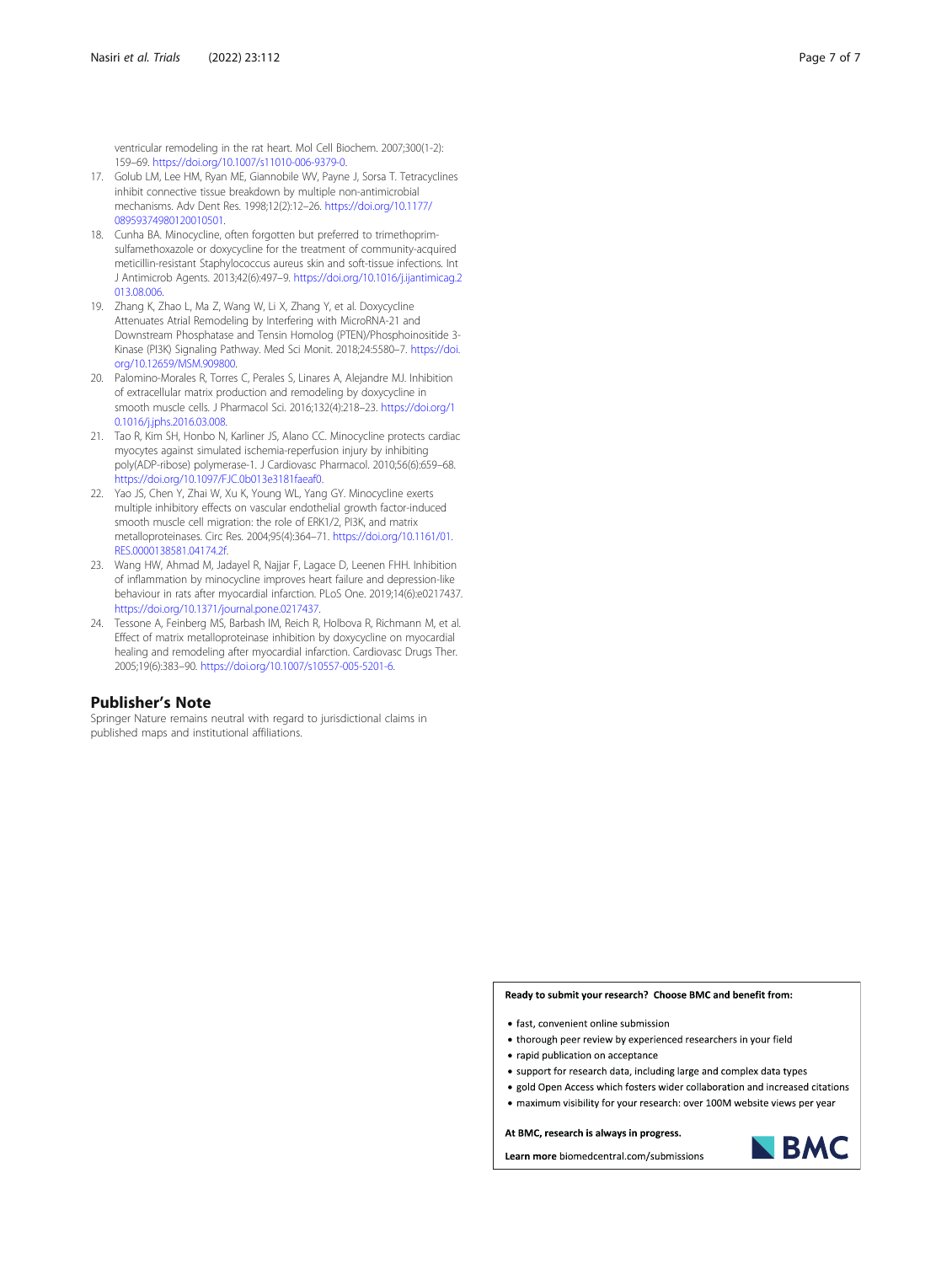ventricular remodeling in the rat heart. Mol Cell Biochem. 2007;300(1-2): 159–69. https://doi.org/10.1007/s11010-006-9379-0.

17. Golub LM, Lee HM, Ryan ME, Giannobile WV, Payne J, Sorsa T. Tetracyclines inhibit connective tissue breakdown by multiple non-antimicrobial mechanisms. Adv Dent Res. 1998;12(2):12–26. https://doi.org/10.1177/08959374980120010501.
18. Cunha BA. Minocycline, often forgotten but preferred to trimethoprim-sulfamethoxazole or doxycycline for the treatment of community-acquired meticillin-resistant Staphylococcus aureus skin and soft-tissue infections. Int J Antimicrob Agents. 2013;42(6):497–9. https://doi.org/10.1016/j.ijantimicag.2013.08.006.
19. Zhang K, Zhao L, Ma Z, Wang W, Li X, Zhang Y, et al. Doxycycline Attenuates Atrial Remodeling by Interfering with MicroRNA-21 and Downstream Phosphatase and Tensin Homolog (PTEN)/Phosphoinositide 3-Kinase (PI3K) Signaling Pathway. Med Sci Monit. 2018;24:5580–7. https://doi.org/10.12659/MSM.909800.
20. Palomino-Morales R, Torres C, Perales S, Linares A, Alejandre MJ. Inhibition of extracellular matrix production and remodeling by doxycycline in smooth muscle cells. J Pharmacol Sci. 2016;132(4):218–23. https://doi.org/10.1016/j.jphs.2016.03.008.
21. Tao R, Kim SH, Honbo N, Karliner JS, Alano CC. Minocycline protects cardiac myocytes against simulated ischemia-reperfusion injury by inhibiting poly(ADP-ribose) polymerase-1. J Cardiovasc Pharmacol. 2010;56(6):659–68. https://doi.org/10.1097/FJC.0b013e3181faeaf0.
22. Yao JS, Chen Y, Zhai W, Xu K, Young WL, Yang GY. Minocycline exerts multiple inhibitory effects on vascular endothelial growth factor-induced smooth muscle cell migration: the role of ERK1/2, PI3K, and matrix metalloproteinases. Circ Res. 2004;95(4):364–71. https://doi.org/10.1161/01.RES.0000138581.04174.2f.
23. Wang HW, Ahmad M, Jadayel R, Najjar F, Lagace D, Leenen FHH. Inhibition of inflammation by minocycline improves heart failure and depression-like behaviour in rats after myocardial infarction. PLoS One. 2019;14(6):e0217437. https://doi.org/10.1371/journal.pone.0217437.
24. Tessone A, Feinberg MS, Barbash IM, Reich R, Holbova R, Richmann M, et al. Effect of matrix metalloproteinase inhibition by doxycycline on myocardial healing and remodeling after myocardial infarction. Cardiovasc Drugs Ther. 2005;19(6):383–90. https://doi.org/10.1007/s10557-005-5201-6.

## Publisher's Note

Springer Nature remains neutral with regard to jurisdictional claims in published maps and institutional affiliations.

**Ready to submit your research? Choose BMC and benefit from:**

- fast, convenient online submission
- thorough peer review by experienced researchers in your field
- rapid publication on acceptance
- support for research data, including large and complex data types
- gold Open Access which fosters wider collaboration and increased citations
- maximum visibility for your research: over 100M website views per year

**At BMC, research is always in progress.**

**Learn more** biomedcentral.com/submissions

BMC